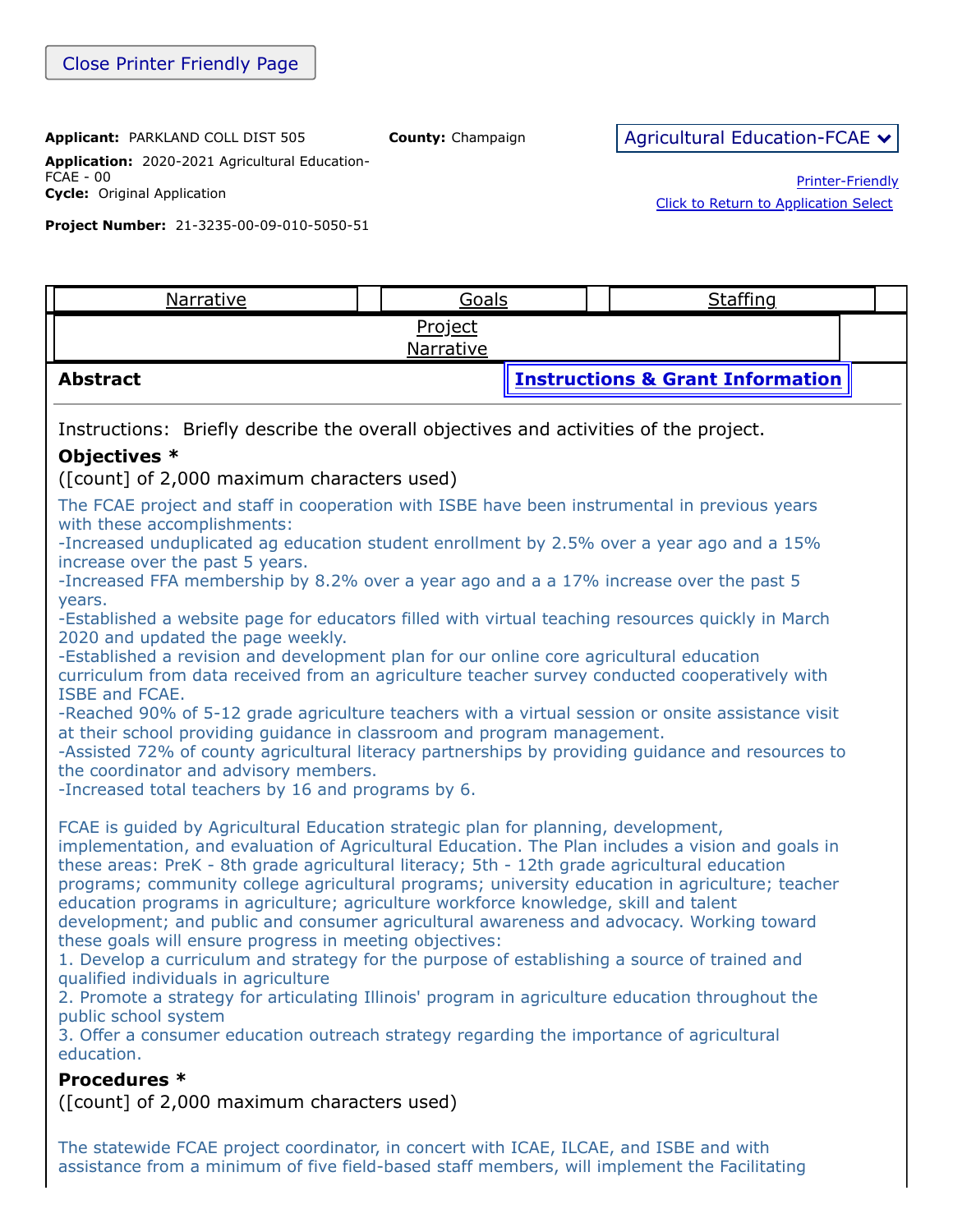Close Printer Friendly Page

**Applicant:** PARKLAND COLL DIST 505

**County:** Champaign

**Application:** 2020-2021 Agricultural Education-FCAE - 00

**Cycle:** Original Application

**Project Number:** 21-3235-00-09-010-5050-51

Agricultural Education-FCAE

Printer-Friendly

Click to Return to Application Select

| Narrative | Goals | Staffing |
|---|---|---|

Project Narrative

**Abstract**

**Instructions & Grant Information**

Instructions: Briefly describe the overall objectives and activities of the project.

**Objectives ***

([count] of 2,000 maximum characters used)

The FCAE project and staff in cooperation with ISBE have been instrumental in previous years with these accomplishments:
-Increased unduplicated ag education student enrollment by 2.5% over a year ago and a 15% increase over the past 5 years.
-Increased FFA membership by 8.2% over a year ago and a a 17% increase over the past 5 years.
-Established a website page for educators filled with virtual teaching resources quickly in March 2020 and updated the page weekly.
-Established a revision and development plan for our online core agricultural education curriculum from data received from an agriculture teacher survey conducted cooperatively with ISBE and FCAE.
-Reached 90% of 5-12 grade agriculture teachers with a virtual session or onsite assistance visit at their school providing guidance in classroom and program management.
-Assisted 72% of county agricultural literacy partnerships by providing guidance and resources to the coordinator and advisory members.
-Increased total teachers by 16 and programs by 6.

FCAE is guided by Agricultural Education strategic plan for planning, development, implementation, and evaluation of Agricultural Education. The Plan includes a vision and goals in these areas: PreK - 8th grade agricultural literacy; 5th - 12th grade agricultural education programs; community college agricultural programs; university education in agriculture; teacher education programs in agriculture; agriculture workforce knowledge, skill and talent development; and public and consumer agricultural awareness and advocacy. Working toward these goals will ensure progress in meeting objectives:

1. Develop a curriculum and strategy for the purpose of establishing a source of trained and qualified individuals in agriculture
2. Promote a strategy for articulating Illinois' program in agriculture education throughout the public school system
3. Offer a consumer education outreach strategy regarding the importance of agricultural education.

**Procedures ***

([count] of 2,000 maximum characters used)

The statewide FCAE project coordinator, in concert with ICAE, ILCAE, and ISBE and with assistance from a minimum of five field-based staff members, will implement the Facilitating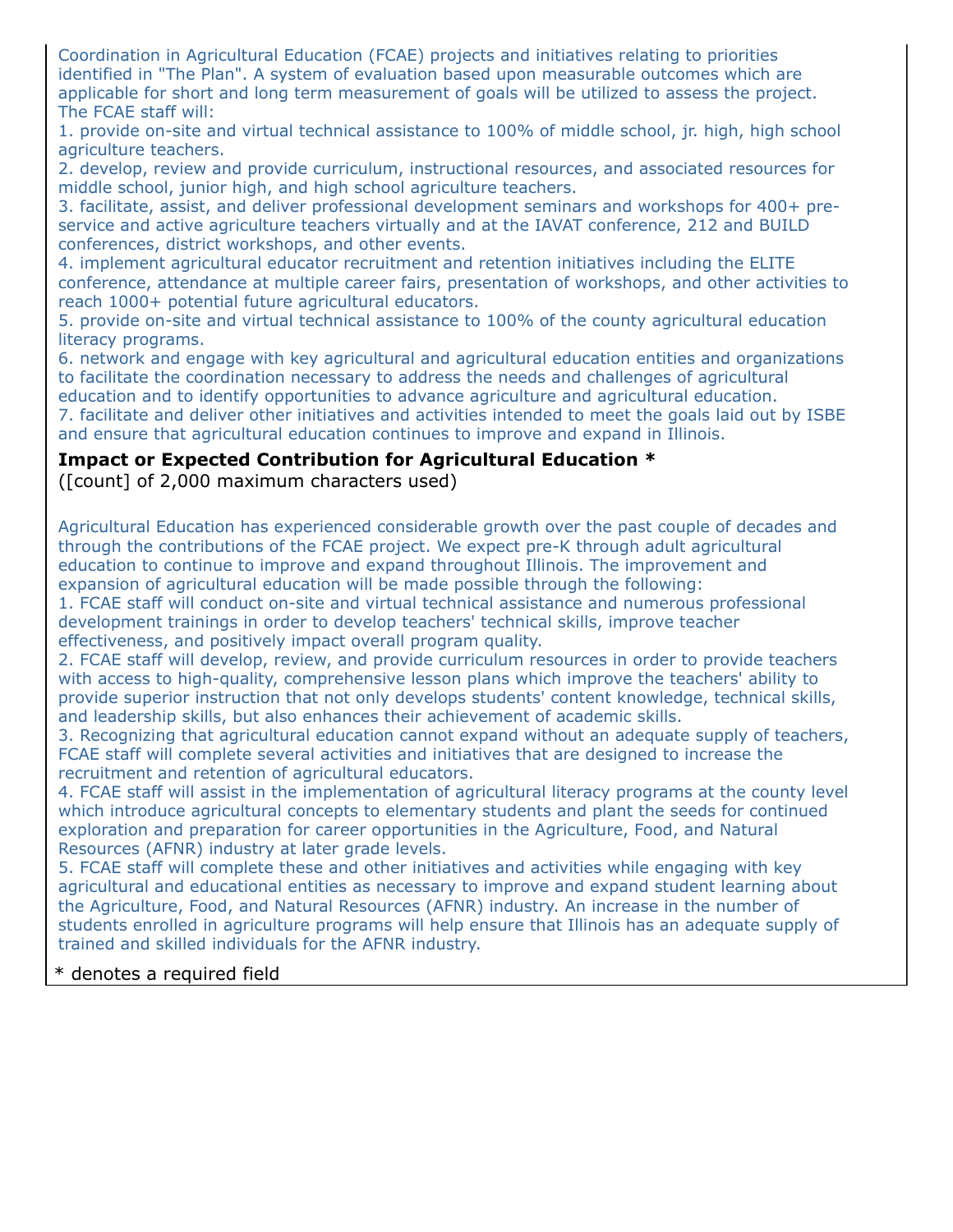Coordination in Agricultural Education (FCAE) projects and initiatives relating to priorities identified in "The Plan". A system of evaluation based upon measurable outcomes which are applicable for short and long term measurement of goals will be utilized to assess the project. The FCAE staff will:

1. provide on-site and virtual technical assistance to 100% of middle school, jr. high, high school agriculture teachers.
2. develop, review and provide curriculum, instructional resources, and associated resources for middle school, junior high, and high school agriculture teachers.
3. facilitate, assist, and deliver professional development seminars and workshops for 400+ pre-service and active agriculture teachers virtually and at the IAVAT conference, 212 and BUILD conferences, district workshops, and other events.
4. implement agricultural educator recruitment and retention initiatives including the ELITE conference, attendance at multiple career fairs, presentation of workshops, and other activities to reach 1000+ potential future agricultural educators.
5. provide on-site and virtual technical assistance to 100% of the county agricultural education literacy programs.
6. network and engage with key agricultural and agricultural education entities and organizations to facilitate the coordination necessary to address the needs and challenges of agricultural education and to identify opportunities to advance agriculture and agricultural education.
7. facilitate and deliver other initiatives and activities intended to meet the goals laid out by ISBE and ensure that agricultural education continues to improve and expand in Illinois.

**Impact or Expected Contribution for Agricultural Education \***
([count] of 2,000 maximum characters used)

Agricultural Education has experienced considerable growth over the past couple of decades and through the contributions of the FCAE project. We expect pre-K through adult agricultural education to continue to improve and expand throughout Illinois. The improvement and expansion of agricultural education will be made possible through the following:

1. FCAE staff will conduct on-site and virtual technical assistance and numerous professional development trainings in order to develop teachers' technical skills, improve teacher effectiveness, and positively impact overall program quality.
2. FCAE staff will develop, review, and provide curriculum resources in order to provide teachers with access to high-quality, comprehensive lesson plans which improve the teachers' ability to provide superior instruction that not only develops students' content knowledge, technical skills, and leadership skills, but also enhances their achievement of academic skills.
3. Recognizing that agricultural education cannot expand without an adequate supply of teachers, FCAE staff will complete several activities and initiatives that are designed to increase the recruitment and retention of agricultural educators.
4. FCAE staff will assist in the implementation of agricultural literacy programs at the county level which introduce agricultural concepts to elementary students and plant the seeds for continued exploration and preparation for career opportunities in the Agriculture, Food, and Natural Resources (AFNR) industry at later grade levels.
5. FCAE staff will complete these and other initiatives and activities while engaging with key agricultural and educational entities as necessary to improve and expand student learning about the Agriculture, Food, and Natural Resources (AFNR) industry. An increase in the number of students enrolled in agriculture programs will help ensure that Illinois has an adequate supply of trained and skilled individuals for the AFNR industry.

\* denotes a required field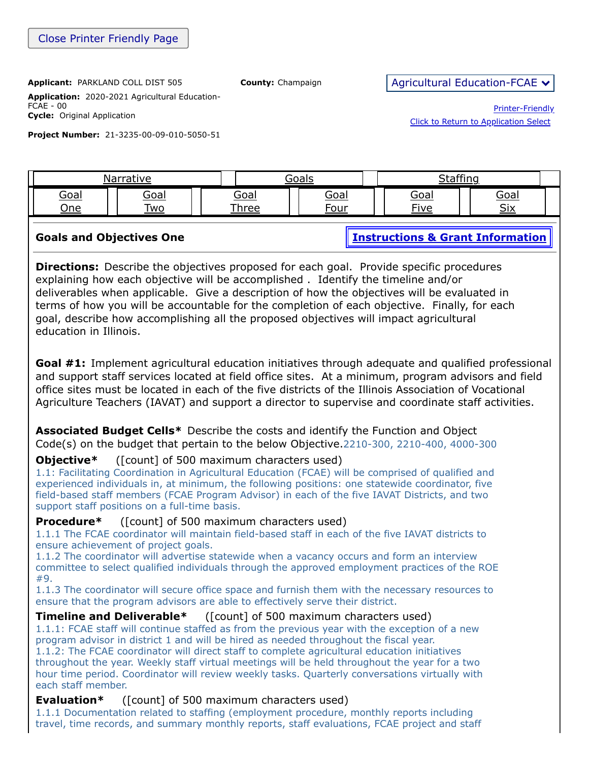Close Printer Friendly Page

**Applicant:** PARKLAND COLL DIST 505

**County:** Champaign

Agricultural Education-FCAE

**Application:** 2020-2021 Agricultural Education-FCAE - 00

**Cycle:** Original Application

Printer-Friendly

Click to Return to Application Select

**Project Number:** 21-3235-00-09-010-5050-51

| Narrative | Goals | Staffing |
|---|---|---|

| Goal One | Goal Two | Goal Three | Goal Four | Goal Five | Goal Six |
|---|---|---|---|---|---|

## Goals and Objectives One

**Instructions & Grant Information**

**Directions:** Describe the objectives proposed for each goal. Provide specific procedures explaining how each objective will be accomplished . Identify the timeline and/or deliverables when applicable. Give a description of how the objectives will be evaluated in terms of how you will be accountable for the completion of each objective. Finally, for each goal, describe how accomplishing all the proposed objectives will impact agricultural education in Illinois.

**Goal #1:** Implement agricultural education initiatives through adequate and qualified professional and support staff services located at field office sites. At a minimum, program advisors and field office sites must be located in each of the five districts of the Illinois Association of Vocational Agriculture Teachers (IAVAT) and support a director to supervise and coordinate staff activities.

**Associated Budget Cells*** Describe the costs and identify the Function and Object Code(s) on the budget that pertain to the below Objective. 2210-300, 2210-400, 4000-300

**Objective*** ([count] of 500 maximum characters used)

1.1: Facilitating Coordination in Agricultural Education (FCAE) will be comprised of qualified and experienced individuals in, at minimum, the following positions: one statewide coordinator, five field-based staff members (FCAE Program Advisor) in each of the five IAVAT Districts, and two support staff positions on a full-time basis.

**Procedure*** ([count] of 500 maximum characters used)

1.1.1 The FCAE coordinator will maintain field-based staff in each of the five IAVAT districts to ensure achievement of project goals.

1.1.2 The coordinator will advertise statewide when a vacancy occurs and form an interview committee to select qualified individuals through the approved employment practices of the ROE #9.

1.1.3 The coordinator will secure office space and furnish them with the necessary resources to ensure that the program advisors are able to effectively serve their district.

**Timeline and Deliverable*** ([count] of 500 maximum characters used)

1.1.1: FCAE staff will continue staffed as from the previous year with the exception of a new program advisor in district 1 and will be hired as needed throughout the fiscal year.

1.1.2: The FCAE coordinator will direct staff to complete agricultural education initiatives throughout the year. Weekly staff virtual meetings will be held throughout the year for a two hour time period. Coordinator will review weekly tasks. Quarterly conversations virtually with each staff member.

**Evaluation*** ([count] of 500 maximum characters used)

1.1.1 Documentation related to staffing (employment procedure, monthly reports including travel, time records, and summary monthly reports, staff evaluations, FCAE project and staff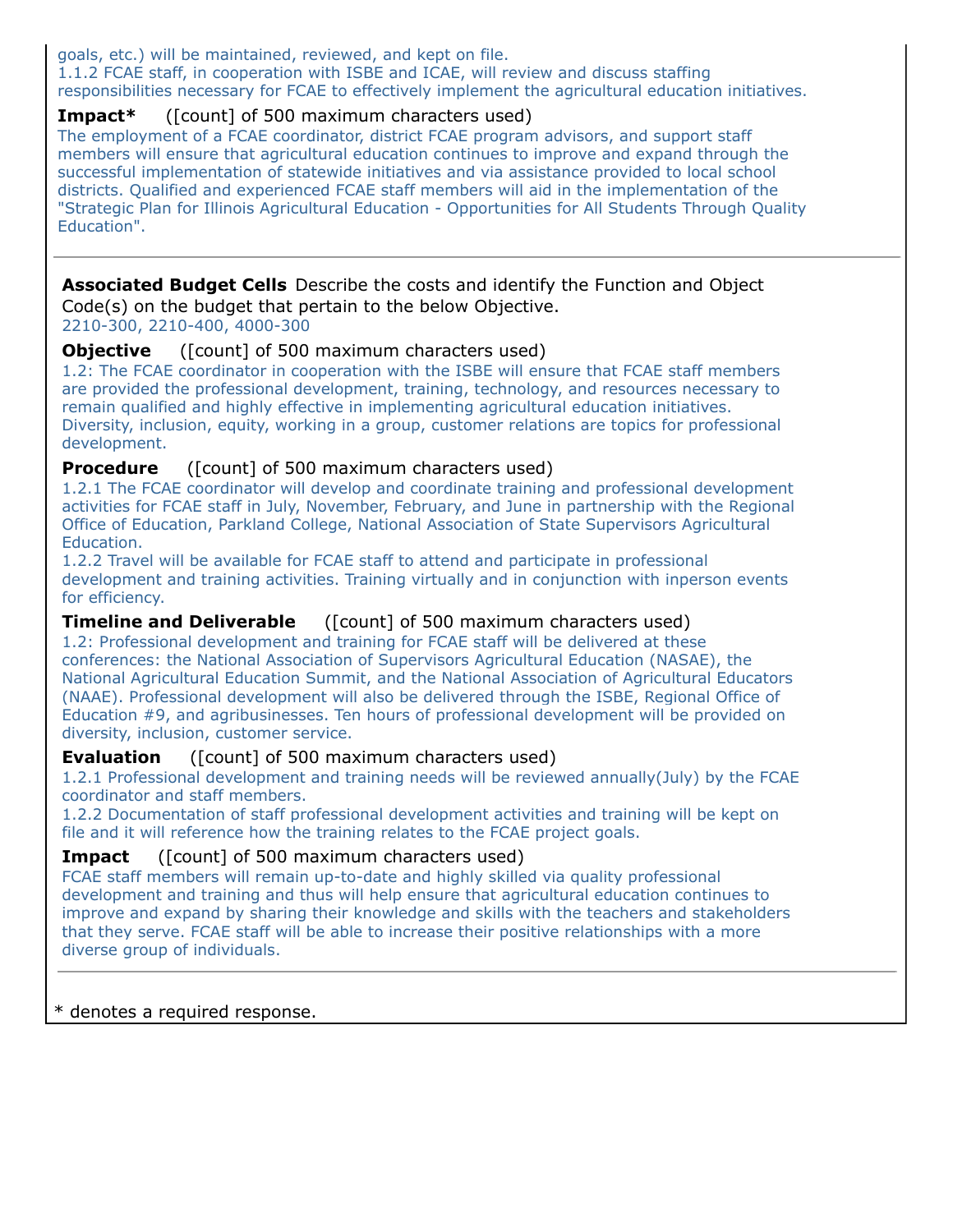goals, etc.) will be maintained, reviewed, and kept on file.
1.1.2 FCAE staff, in cooperation with ISBE and ICAE, will review and discuss staffing responsibilities necessary for FCAE to effectively implement the agricultural education initiatives.

**Impact*** ([count] of 500 maximum characters used)
The employment of a FCAE coordinator, district FCAE program advisors, and support staff members will ensure that agricultural education continues to improve and expand through the successful implementation of statewide initiatives and via assistance provided to local school districts. Qualified and experienced FCAE staff members will aid in the implementation of the "Strategic Plan for Illinois Agricultural Education - Opportunities for All Students Through Quality Education".

---

**Associated Budget Cells** Describe the costs and identify the Function and Object Code(s) on the budget that pertain to the below Objective.
2210-300, 2210-400, 4000-300

**Objective** ([count] of 500 maximum characters used)
1.2: The FCAE coordinator in cooperation with the ISBE will ensure that FCAE staff members are provided the professional development, training, technology, and resources necessary to remain qualified and highly effective in implementing agricultural education initiatives. Diversity, inclusion, equity, working in a group, customer relations are topics for professional development.

**Procedure** ([count] of 500 maximum characters used)
1.2.1 The FCAE coordinator will develop and coordinate training and professional development activities for FCAE staff in July, November, February, and June in partnership with the Regional Office of Education, Parkland College, National Association of State Supervisors Agricultural Education.
1.2.2 Travel will be available for FCAE staff to attend and participate in professional development and training activities. Training virtually and in conjunction with inperson events for efficiency.

**Timeline and Deliverable** ([count] of 500 maximum characters used)
1.2: Professional development and training for FCAE staff will be delivered at these conferences: the National Association of Supervisors Agricultural Education (NASAE), the National Agricultural Education Summit, and the National Association of Agricultural Educators (NAAE). Professional development will also be delivered through the ISBE, Regional Office of Education #9, and agribusinesses. Ten hours of professional development will be provided on diversity, inclusion, customer service.

**Evaluation** ([count] of 500 maximum characters used)
1.2.1 Professional development and training needs will be reviewed annually(July) by the FCAE coordinator and staff members.
1.2.2 Documentation of staff professional development activities and training will be kept on file and it will reference how the training relates to the FCAE project goals.

**Impact** ([count] of 500 maximum characters used)
FCAE staff members will remain up-to-date and highly skilled via quality professional development and training and thus will help ensure that agricultural education continues to improve and expand by sharing their knowledge and skills with the teachers and stakeholders that they serve. FCAE staff will be able to increase their positive relationships with a more diverse group of individuals.

---

* denotes a required response.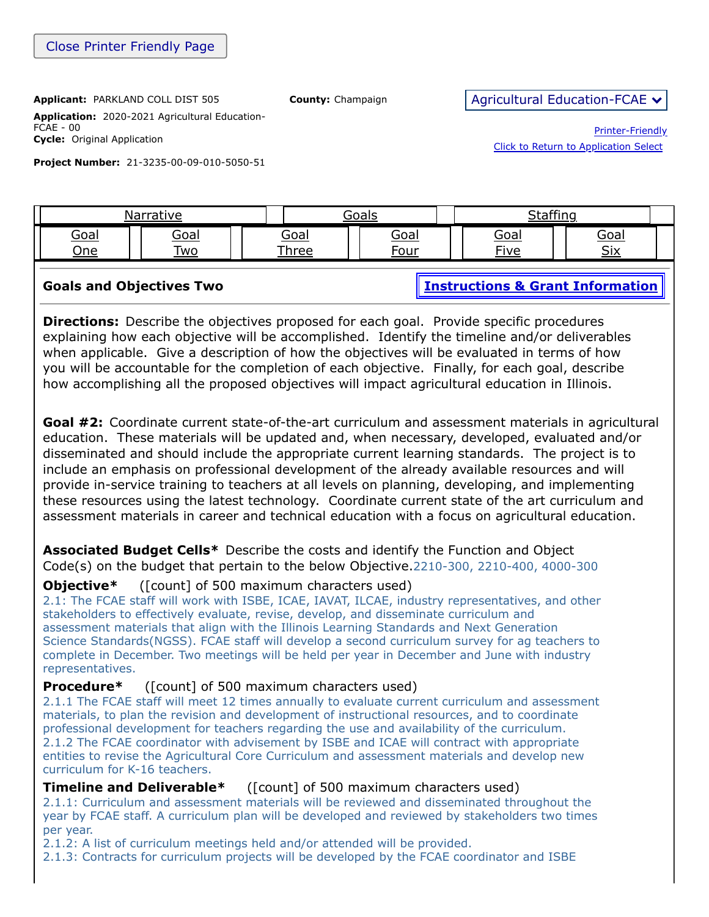Close Printer Friendly Page

**Applicant:** PARKLAND COLL DIST 505

**County:** Champaign

**Application:** 2020-2021 Agricultural Education-FCAE - 00

**Cycle:** Original Application

**Project Number:** 21-3235-00-09-010-5050-51

Agricultural Education-FCAE

Printer-Friendly

Click to Return to Application Select

| Narrative | Goals | Staffing |
|---|---|---|

| Goal One | Goal Two | Goal Three | Goal Four | Goal Five | Goal Six |
|---|---|---|---|---|---|

**Goals and Objectives Two**

**Instructions & Grant Information**

**Directions:** Describe the objectives proposed for each goal. Provide specific procedures explaining how each objective will be accomplished. Identify the timeline and/or deliverables when applicable. Give a description of how the objectives will be evaluated in terms of how you will be accountable for the completion of each objective. Finally, for each goal, describe how accomplishing all the proposed objectives will impact agricultural education in Illinois.

**Goal #2:** Coordinate current state-of-the-art curriculum and assessment materials in agricultural education. These materials will be updated and, when necessary, developed, evaluated and/or disseminated and should include the appropriate current learning standards. The project is to include an emphasis on professional development of the already available resources and will provide in-service training to teachers at all levels on planning, developing, and implementing these resources using the latest technology. Coordinate current state of the art curriculum and assessment materials in career and technical education with a focus on agricultural education.

**Associated Budget Cells*** Describe the costs and identify the Function and Object Code(s) on the budget that pertain to the below Objective. 2210-300, 2210-400, 4000-300

**Objective*** ([count] of 500 maximum characters used)

2.1: The FCAE staff will work with ISBE, ICAE, IAVAT, ILCAE, industry representatives, and other stakeholders to effectively evaluate, revise, develop, and disseminate curriculum and assessment materials that align with the Illinois Learning Standards and Next Generation Science Standards(NGSS). FCAE staff will develop a second curriculum survey for ag teachers to complete in December. Two meetings will be held per year in December and June with industry representatives.

**Procedure*** ([count] of 500 maximum characters used)

2.1.1 The FCAE staff will meet 12 times annually to evaluate current curriculum and assessment materials, to plan the revision and development of instructional resources, and to coordinate professional development for teachers regarding the use and availability of the curriculum.
2.1.2 The FCAE coordinator with advisement by ISBE and ICAE will contract with appropriate entities to revise the Agricultural Core Curriculum and assessment materials and develop new curriculum for K-16 teachers.

**Timeline and Deliverable*** ([count] of 500 maximum characters used)

2.1.1: Curriculum and assessment materials will be reviewed and disseminated throughout the year by FCAE staff. A curriculum plan will be developed and reviewed by stakeholders two times per year.
2.1.2: A list of curriculum meetings held and/or attended will be provided.
2.1.3: Contracts for curriculum projects will be developed by the FCAE coordinator and ISBE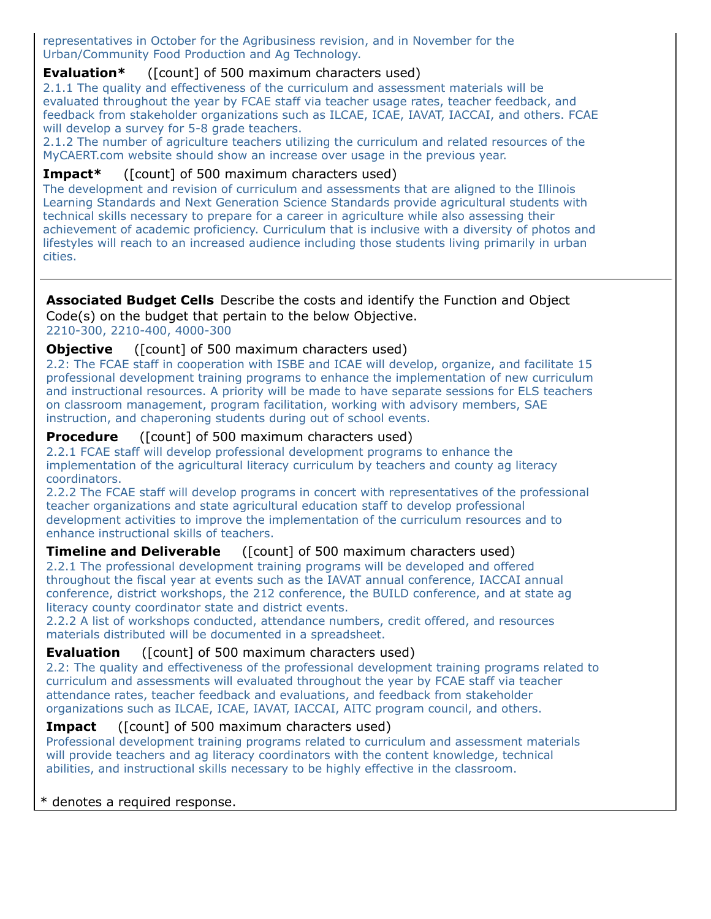representatives in October for the Agribusiness revision, and in November for the Urban/Community Food Production and Ag Technology.

**Evaluation*** ([count] of 500 maximum characters used)

2.1.1 The quality and effectiveness of the curriculum and assessment materials will be evaluated throughout the year by FCAE staff via teacher usage rates, teacher feedback, and feedback from stakeholder organizations such as ILCAE, ICAE, IAVAT, IACCAI, and others. FCAE will develop a survey for 5-8 grade teachers.
2.1.2 The number of agriculture teachers utilizing the curriculum and related resources of the MyCAERT.com website should show an increase over usage in the previous year.

**Impact*** ([count] of 500 maximum characters used)

The development and revision of curriculum and assessments that are aligned to the Illinois Learning Standards and Next Generation Science Standards provide agricultural students with technical skills necessary to prepare for a career in agriculture while also assessing their achievement of academic proficiency. Curriculum that is inclusive with a diversity of photos and lifestyles will reach to an increased audience including those students living primarily in urban cities.

---

**Associated Budget Cells** Describe the costs and identify the Function and Object Code(s) on the budget that pertain to the below Objective.

2210-300, 2210-400, 4000-300

**Objective** ([count] of 500 maximum characters used)

2.2: The FCAE staff in cooperation with ISBE and ICAE will develop, organize, and facilitate 15 professional development training programs to enhance the implementation of new curriculum and instructional resources. A priority will be made to have separate sessions for ELS teachers on classroom management, program facilitation, working with advisory members, SAE instruction, and chaperoning students during out of school events.

**Procedure** ([count] of 500 maximum characters used)

2.2.1 FCAE staff will develop professional development programs to enhance the implementation of the agricultural literacy curriculum by teachers and county ag literacy coordinators.
2.2.2 The FCAE staff will develop programs in concert with representatives of the professional teacher organizations and state agricultural education staff to develop professional development activities to improve the implementation of the curriculum resources and to enhance instructional skills of teachers.

**Timeline and Deliverable** ([count] of 500 maximum characters used)

2.2.1 The professional development training programs will be developed and offered throughout the fiscal year at events such as the IAVAT annual conference, IACCAI annual conference, district workshops, the 212 conference, the BUILD conference, and at state ag literacy county coordinator state and district events.
2.2.2 A list of workshops conducted, attendance numbers, credit offered, and resources materials distributed will be documented in a spreadsheet.

**Evaluation** ([count] of 500 maximum characters used)

2.2: The quality and effectiveness of the professional development training programs related to curriculum and assessments will evaluated throughout the year by FCAE staff via teacher attendance rates, teacher feedback and evaluations, and feedback from stakeholder organizations such as ILCAE, ICAE, IAVAT, IACCAI, AITC program council, and others.

**Impact** ([count] of 500 maximum characters used)

Professional development training programs related to curriculum and assessment materials will provide teachers and ag literacy coordinators with the content knowledge, technical abilities, and instructional skills necessary to be highly effective in the classroom.

* denotes a required response.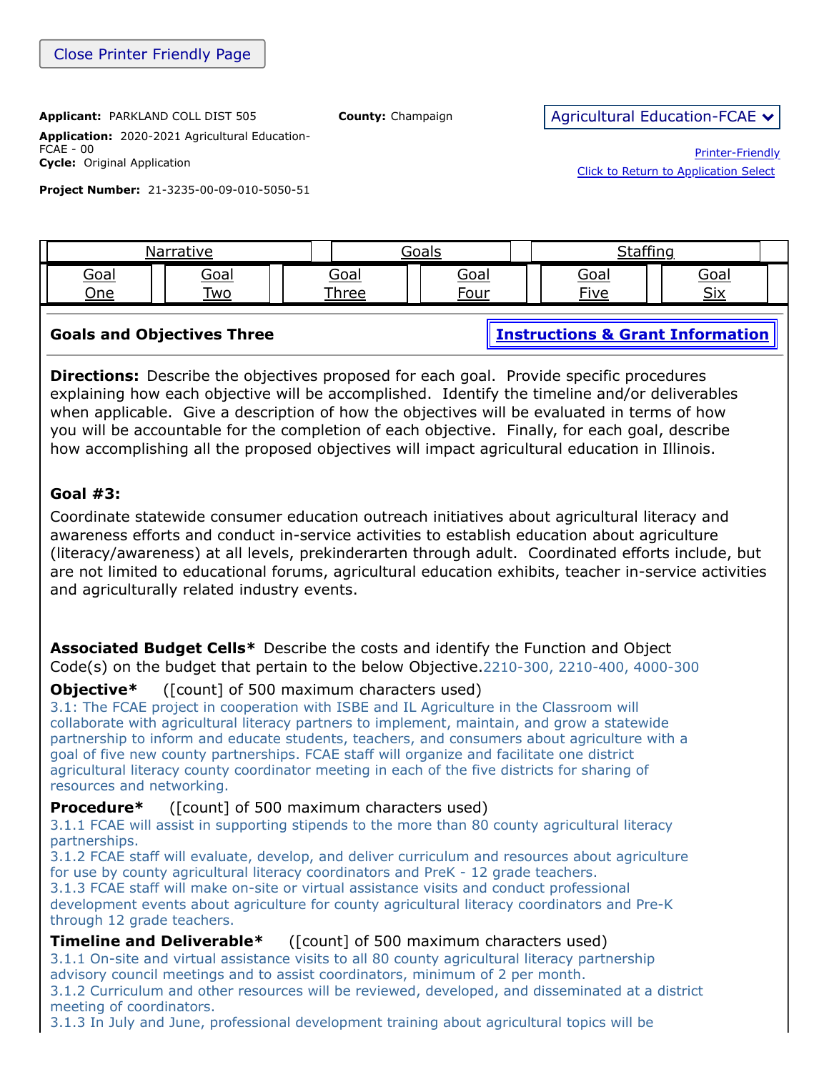Close Printer Friendly Page

**Applicant:** PARKLAND COLL DIST 505 **County:** Champaign

**Application:** 2020-2021 Agricultural Education-FCAE - 00

**Cycle:** Original Application

**Project Number:** 21-3235-00-09-010-5050-51

Agricultural Education-FCAE

Printer-Friendly

Click to Return to Application Select

| Narrative | Goals | Staffing |
|---|---|---|

| Goal One | Goal Two | Goal Three | Goal Four | Goal Five | Goal Six |
|---|---|---|---|---|---|

## Goals and Objectives Three

**Instructions & Grant Information**

**Directions:** Describe the objectives proposed for each goal. Provide specific procedures explaining how each objective will be accomplished. Identify the timeline and/or deliverables when applicable. Give a description of how the objectives will be evaluated in terms of how you will be accountable for the completion of each objective. Finally, for each goal, describe how accomplishing all the proposed objectives will impact agricultural education in Illinois.

### Goal #3:

Coordinate statewide consumer education outreach initiatives about agricultural literacy and awareness efforts and conduct in-service activities to establish education about agriculture (literacy/awareness) at all levels, prekinderarten through adult. Coordinated efforts include, but are not limited to educational forums, agricultural education exhibits, teacher in-service activities and agriculturally related industry events.

**Associated Budget Cells*** Describe the costs and identify the Function and Object Code(s) on the budget that pertain to the below Objective. 2210-300, 2210-400, 4000-300

**Objective*** ([count] of 500 maximum characters used)

3.1: The FCAE project in cooperation with ISBE and IL Agriculture in the Classroom will collaborate with agricultural literacy partners to implement, maintain, and grow a statewide partnership to inform and educate students, teachers, and consumers about agriculture with a goal of five new county partnerships. FCAE staff will organize and facilitate one district agricultural literacy county coordinator meeting in each of the five districts for sharing of resources and networking.

**Procedure*** ([count] of 500 maximum characters used)

3.1.1 FCAE will assist in supporting stipends to the more than 80 county agricultural literacy partnerships.

3.1.2 FCAE staff will evaluate, develop, and deliver curriculum and resources about agriculture for use by county agricultural literacy coordinators and PreK - 12 grade teachers.

3.1.3 FCAE staff will make on-site or virtual assistance visits and conduct professional development events about agriculture for county agricultural literacy coordinators and Pre-K through 12 grade teachers.

**Timeline and Deliverable*** ([count] of 500 maximum characters used)

3.1.1 On-site and virtual assistance visits to all 80 county agricultural literacy partnership advisory council meetings and to assist coordinators, minimum of 2 per month.

3.1.2 Curriculum and other resources will be reviewed, developed, and disseminated at a district meeting of coordinators.

3.1.3 In July and June, professional development training about agricultural topics will be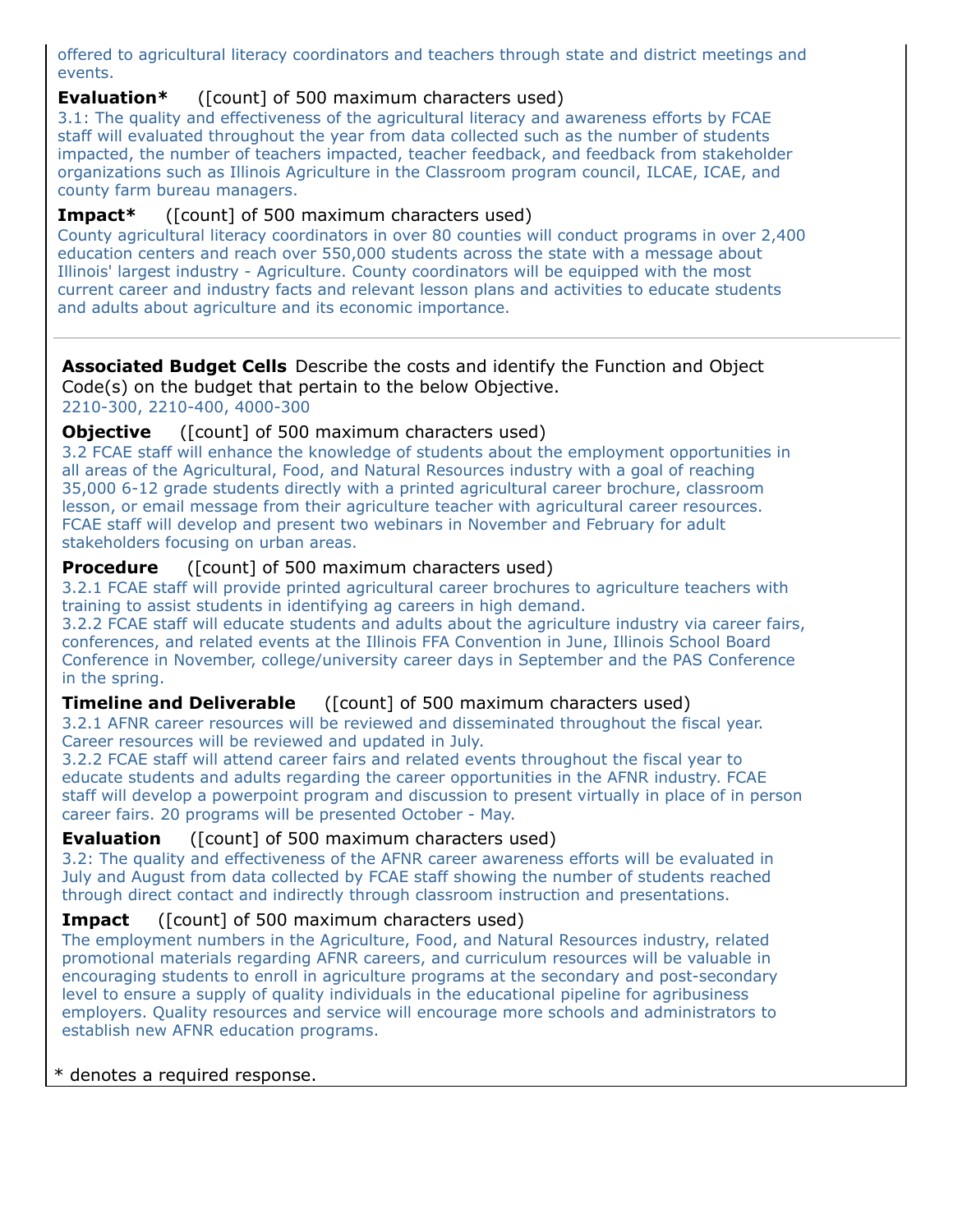offered to agricultural literacy coordinators and teachers through state and district meetings and events.

**Evaluation*** ([count] of 500 maximum characters used)

3.1: The quality and effectiveness of the agricultural literacy and awareness efforts by FCAE staff will evaluated throughout the year from data collected such as the number of students impacted, the number of teachers impacted, teacher feedback, and feedback from stakeholder organizations such as Illinois Agriculture in the Classroom program council, ILCAE, ICAE, and county farm bureau managers.

**Impact*** ([count] of 500 maximum characters used)

County agricultural literacy coordinators in over 80 counties will conduct programs in over 2,400 education centers and reach over 550,000 students across the state with a message about Illinois' largest industry - Agriculture. County coordinators will be equipped with the most current career and industry facts and relevant lesson plans and activities to educate students and adults about agriculture and its economic importance.

---

**Associated Budget Cells** Describe the costs and identify the Function and Object Code(s) on the budget that pertain to the below Objective.

2210-300, 2210-400, 4000-300

**Objective** ([count] of 500 maximum characters used)

3.2 FCAE staff will enhance the knowledge of students about the employment opportunities in all areas of the Agricultural, Food, and Natural Resources industry with a goal of reaching 35,000 6-12 grade students directly with a printed agricultural career brochure, classroom lesson, or email message from their agriculture teacher with agricultural career resources. FCAE staff will develop and present two webinars in November and February for adult stakeholders focusing on urban areas.

**Procedure** ([count] of 500 maximum characters used)

3.2.1 FCAE staff will provide printed agricultural career brochures to agriculture teachers with training to assist students in identifying ag careers in high demand.
3.2.2 FCAE staff will educate students and adults about the agriculture industry via career fairs, conferences, and related events at the Illinois FFA Convention in June, Illinois School Board Conference in November, college/university career days in September and the PAS Conference in the spring.

**Timeline and Deliverable** ([count] of 500 maximum characters used)

3.2.1 AFNR career resources will be reviewed and disseminated throughout the fiscal year. Career resources will be reviewed and updated in July.
3.2.2 FCAE staff will attend career fairs and related events throughout the fiscal year to educate students and adults regarding the career opportunities in the AFNR industry. FCAE staff will develop a powerpoint program and discussion to present virtually in place of in person career fairs. 20 programs will be presented October - May.

**Evaluation** ([count] of 500 maximum characters used)

3.2: The quality and effectiveness of the AFNR career awareness efforts will be evaluated in July and August from data collected by FCAE staff showing the number of students reached through direct contact and indirectly through classroom instruction and presentations.

**Impact** ([count] of 500 maximum characters used)

The employment numbers in the Agriculture, Food, and Natural Resources industry, related promotional materials regarding AFNR careers, and curriculum resources will be valuable in encouraging students to enroll in agriculture programs at the secondary and post-secondary level to ensure a supply of quality individuals in the educational pipeline for agribusiness employers. Quality resources and service will encourage more schools and administrators to establish new AFNR education programs.

* denotes a required response.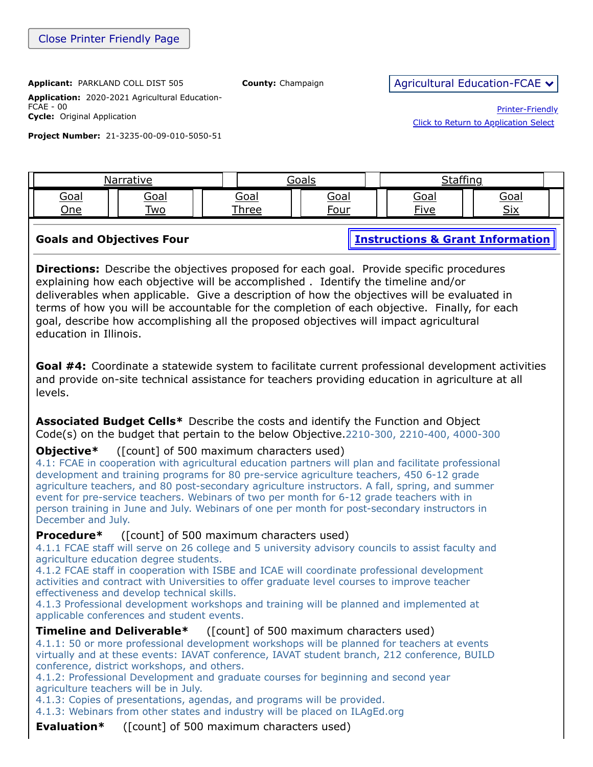Close Printer Friendly Page

**Applicant:** PARKLAND COLL DIST 505

**County:** Champaign

Agricultural Education-FCAE

**Application:** 2020-2021 Agricultural Education-FCAE - 00

**Cycle:** Original Application

Printer-Friendly

Click to Return to Application Select

**Project Number:** 21-3235-00-09-010-5050-51

| Narrative | Goals | Staffing |
|---|---|---|

| Goal One | Goal Two | Goal Three | Goal Four | Goal Five | Goal Six |
|---|---|---|---|---|---|

## Goals and Objectives Four

**Instructions & Grant Information**

**Directions:** Describe the objectives proposed for each goal. Provide specific procedures explaining how each objective will be accomplished . Identify the timeline and/or deliverables when applicable. Give a description of how the objectives will be evaluated in terms of how you will be accountable for the completion of each objective. Finally, for each goal, describe how accomplishing all the proposed objectives will impact agricultural education in Illinois.

**Goal #4:** Coordinate a statewide system to facilitate current professional development activities and provide on-site technical assistance for teachers providing education in agriculture at all levels.

**Associated Budget Cells*** Describe the costs and identify the Function and Object Code(s) on the budget that pertain to the below Objective.2210-300, 2210-400, 4000-300

**Objective*** ([count] of 500 maximum characters used)

4.1: FCAE in cooperation with agricultural education partners will plan and facilitate professional development and training programs for 80 pre-service agriculture teachers, 450 6-12 grade agriculture teachers, and 80 post-secondary agriculture instructors. A fall, spring, and summer event for pre-service teachers. Webinars of two per month for 6-12 grade teachers with in person training in June and July. Webinars of one per month for post-secondary instructors in December and July.

**Procedure*** ([count] of 500 maximum characters used)

4.1.1 FCAE staff will serve on 26 college and 5 university advisory councils to assist faculty and agriculture education degree students.

4.1.2 FCAE staff in cooperation with ISBE and ICAE will coordinate professional development activities and contract with Universities to offer graduate level courses to improve teacher effectiveness and develop technical skills.

4.1.3 Professional development workshops and training will be planned and implemented at applicable conferences and student events.

**Timeline and Deliverable*** ([count] of 500 maximum characters used)

4.1.1: 50 or more professional development workshops will be planned for teachers at events virtually and at these events: IAVAT conference, IAVAT student branch, 212 conference, BUILD conference, district workshops, and others.

4.1.2: Professional Development and graduate courses for beginning and second year agriculture teachers will be in July.

4.1.3: Copies of presentations, agendas, and programs will be provided.

4.1.3: Webinars from other states and industry will be placed on ILAgEd.org

**Evaluation*** ([count] of 500 maximum characters used)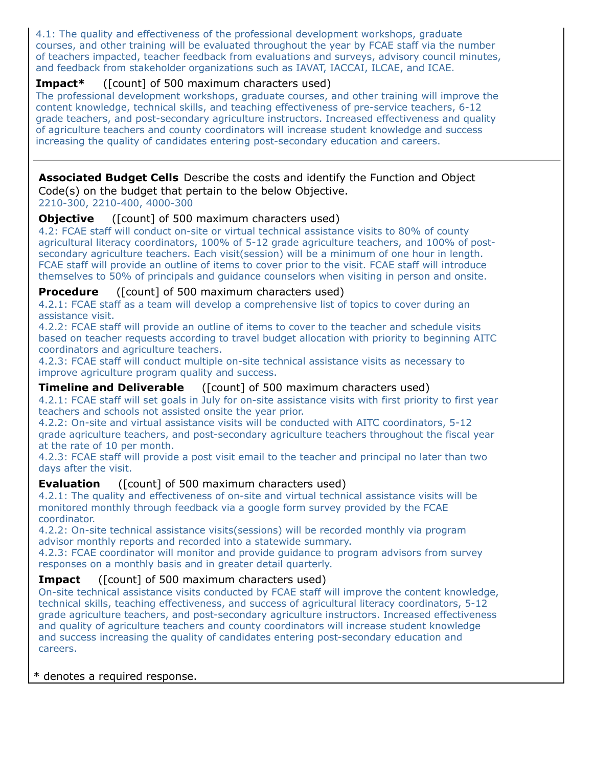4.1: The quality and effectiveness of the professional development workshops, graduate courses, and other training will be evaluated throughout the year by FCAE staff via the number of teachers impacted, teacher feedback from evaluations and surveys, advisory council minutes, and feedback from stakeholder organizations such as IAVAT, IACCAI, ILCAE, and ICAE.

**Impact*** ([count] of 500 maximum characters used)

The professional development workshops, graduate courses, and other training will improve the content knowledge, technical skills, and teaching effectiveness of pre-service teachers, 6-12 grade teachers, and post-secondary agriculture instructors. Increased effectiveness and quality of agriculture teachers and county coordinators will increase student knowledge and success increasing the quality of candidates entering post-secondary education and careers.

---

**Associated Budget Cells** Describe the costs and identify the Function and Object Code(s) on the budget that pertain to the below Objective.

2210-300, 2210-400, 4000-300

**Objective** ([count] of 500 maximum characters used)

4.2: FCAE staff will conduct on-site or virtual technical assistance visits to 80% of county agricultural literacy coordinators, 100% of 5-12 grade agriculture teachers, and 100% of post-secondary agriculture teachers. Each visit(session) will be a minimum of one hour in length. FCAE staff will provide an outline of items to cover prior to the visit. FCAE staff will introduce themselves to 50% of principals and guidance counselors when visiting in person and onsite.

**Procedure** ([count] of 500 maximum characters used)

4.2.1: FCAE staff as a team will develop a comprehensive list of topics to cover during an assistance visit.
4.2.2: FCAE staff will provide an outline of items to cover to the teacher and schedule visits based on teacher requests according to travel budget allocation with priority to beginning AITC coordinators and agriculture teachers.
4.2.3: FCAE staff will conduct multiple on-site technical assistance visits as necessary to improve agriculture program quality and success.

**Timeline and Deliverable** ([count] of 500 maximum characters used)

4.2.1: FCAE staff will set goals in July for on-site assistance visits with first priority to first year teachers and schools not assisted onsite the year prior.
4.2.2: On-site and virtual assistance visits will be conducted with AITC coordinators, 5-12 grade agriculture teachers, and post-secondary agriculture teachers throughout the fiscal year at the rate of 10 per month.
4.2.3: FCAE staff will provide a post visit email to the teacher and principal no later than two days after the visit.

**Evaluation** ([count] of 500 maximum characters used)

4.2.1: The quality and effectiveness of on-site and virtual technical assistance visits will be monitored monthly through feedback via a google form survey provided by the FCAE coordinator.
4.2.2: On-site technical assistance visits(sessions) will be recorded monthly via program advisor monthly reports and recorded into a statewide summary.
4.2.3: FCAE coordinator will monitor and provide guidance to program advisors from survey responses on a monthly basis and in greater detail quarterly.

**Impact** ([count] of 500 maximum characters used)

On-site technical assistance visits conducted by FCAE staff will improve the content knowledge, technical skills, teaching effectiveness, and success of agricultural literacy coordinators, 5-12 grade agriculture teachers, and post-secondary agriculture instructors. Increased effectiveness and quality of agriculture teachers and county coordinators will increase student knowledge and success increasing the quality of candidates entering post-secondary education and careers.

* denotes a required response.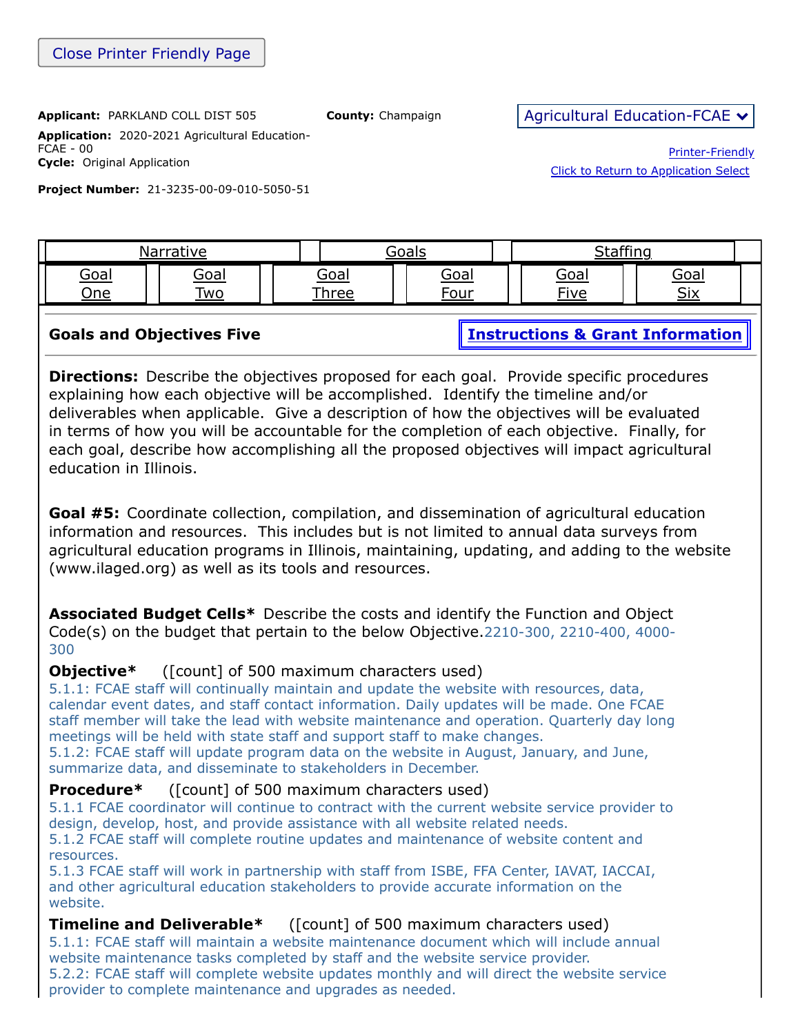Close Printer Friendly Page

**Applicant:** PARKLAND COLL DIST 505 **County:** Champaign

**Application:** 2020-2021 Agricultural Education-FCAE - 00

**Cycle:** Original Application

**Project Number:** 21-3235-00-09-010-5050-51

Agricultural Education-FCAE

Printer-Friendly

Click to Return to Application Select

| Narrative | Goals | Staffing |
|---|---|---|

| Goal One | Goal Two | Goal Three | Goal Four | Goal Five | Goal Six |
|---|---|---|---|---|---|

**Goals and Objectives Five** — **Instructions & Grant Information**

**Directions:** Describe the objectives proposed for each goal. Provide specific procedures explaining how each objective will be accomplished. Identify the timeline and/or deliverables when applicable. Give a description of how the objectives will be evaluated in terms of how you will be accountable for the completion of each objective. Finally, for each goal, describe how accomplishing all the proposed objectives will impact agricultural education in Illinois.

**Goal #5:** Coordinate collection, compilation, and dissemination of agricultural education information and resources. This includes but is not limited to annual data surveys from agricultural education programs in Illinois, maintaining, updating, and adding to the website (www.ilaged.org) as well as its tools and resources.

**Associated Budget Cells*** Describe the costs and identify the Function and Object Code(s) on the budget that pertain to the below Objective. 2210-300, 2210-400, 4000-300

**Objective*** ([count] of 500 maximum characters used)

5.1.1: FCAE staff will continually maintain and update the website with resources, data, calendar event dates, and staff contact information. Daily updates will be made. One FCAE staff member will take the lead with website maintenance and operation. Quarterly day long meetings will be held with state staff and support staff to make changes.
5.1.2: FCAE staff will update program data on the website in August, January, and June, summarize data, and disseminate to stakeholders in December.

**Procedure*** ([count] of 500 maximum characters used)

5.1.1 FCAE coordinator will continue to contract with the current website service provider to design, develop, host, and provide assistance with all website related needs.
5.1.2 FCAE staff will complete routine updates and maintenance of website content and resources.
5.1.3 FCAE staff will work in partnership with staff from ISBE, FFA Center, IAVAT, IACCAI, and other agricultural education stakeholders to provide accurate information on the website.

**Timeline and Deliverable*** ([count] of 500 maximum characters used)

5.1.1: FCAE staff will maintain a website maintenance document which will include annual website maintenance tasks completed by staff and the website service provider.
5.2.2: FCAE staff will complete website updates monthly and will direct the website service provider to complete maintenance and upgrades as needed.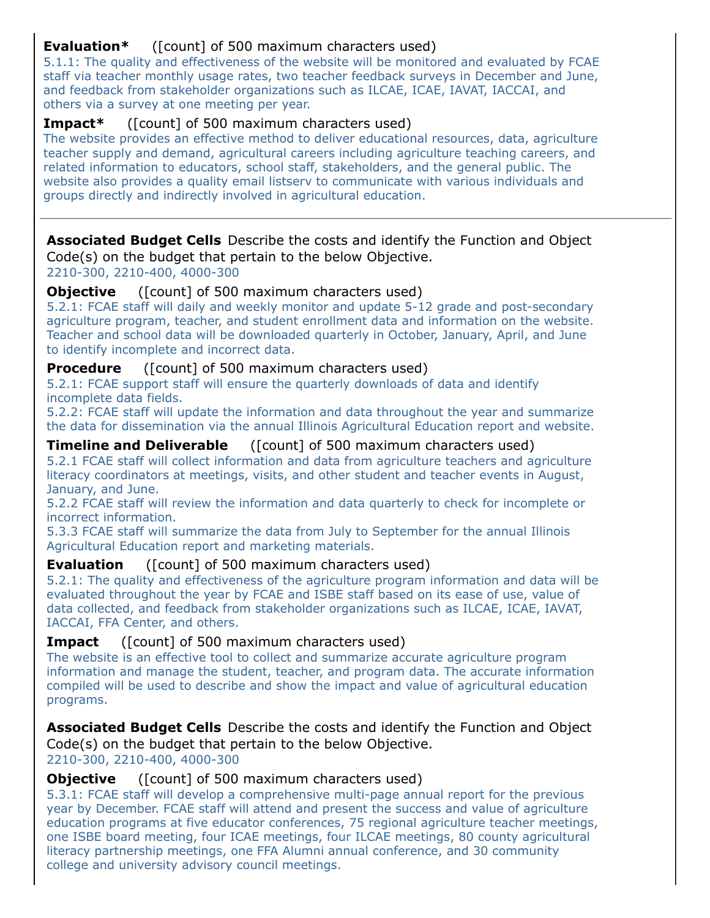**Evaluation*** ([count] of 500 maximum characters used)

5.1.1: The quality and effectiveness of the website will be monitored and evaluated by FCAE staff via teacher monthly usage rates, two teacher feedback surveys in December and June, and feedback from stakeholder organizations such as ILCAE, ICAE, IAVAT, IACCAI, and others via a survey at one meeting per year.

**Impact*** ([count] of 500 maximum characters used)

The website provides an effective method to deliver educational resources, data, agriculture teacher supply and demand, agricultural careers including agriculture teaching careers, and related information to educators, school staff, stakeholders, and the general public. The website also provides a quality email listserv to communicate with various individuals and groups directly and indirectly involved in agricultural education.

---

**Associated Budget Cells** Describe the costs and identify the Function and Object Code(s) on the budget that pertain to the below Objective.

2210-300, 2210-400, 4000-300

**Objective** ([count] of 500 maximum characters used)

5.2.1: FCAE staff will daily and weekly monitor and update 5-12 grade and post-secondary agriculture program, teacher, and student enrollment data and information on the website. Teacher and school data will be downloaded quarterly in October, January, April, and June to identify incomplete and incorrect data.

**Procedure** ([count] of 500 maximum characters used)

5.2.1: FCAE support staff will ensure the quarterly downloads of data and identify incomplete data fields.
5.2.2: FCAE staff will update the information and data throughout the year and summarize the data for dissemination via the annual Illinois Agricultural Education report and website.

**Timeline and Deliverable** ([count] of 500 maximum characters used)

5.2.1 FCAE staff will collect information and data from agriculture teachers and agriculture literacy coordinators at meetings, visits, and other student and teacher events in August, January, and June.
5.2.2 FCAE staff will review the information and data quarterly to check for incomplete or incorrect information.
5.3.3 FCAE staff will summarize the data from July to September for the annual Illinois Agricultural Education report and marketing materials.

**Evaluation** ([count] of 500 maximum characters used)

5.2.1: The quality and effectiveness of the agriculture program information and data will be evaluated throughout the year by FCAE and ISBE staff based on its ease of use, value of data collected, and feedback from stakeholder organizations such as ILCAE, ICAE, IAVAT, IACCAI, FFA Center, and others.

**Impact** ([count] of 500 maximum characters used)

The website is an effective tool to collect and summarize accurate agriculture program information and manage the student, teacher, and program data. The accurate information compiled will be used to describe and show the impact and value of agricultural education programs.

**Associated Budget Cells** Describe the costs and identify the Function and Object Code(s) on the budget that pertain to the below Objective.

2210-300, 2210-400, 4000-300

**Objective** ([count] of 500 maximum characters used)

5.3.1: FCAE staff will develop a comprehensive multi-page annual report for the previous year by December. FCAE staff will attend and present the success and value of agriculture education programs at five educator conferences, 75 regional agriculture teacher meetings, one ISBE board meeting, four ICAE meetings, four ILCAE meetings, 80 county agricultural literacy partnership meetings, one FFA Alumni annual conference, and 30 community college and university advisory council meetings.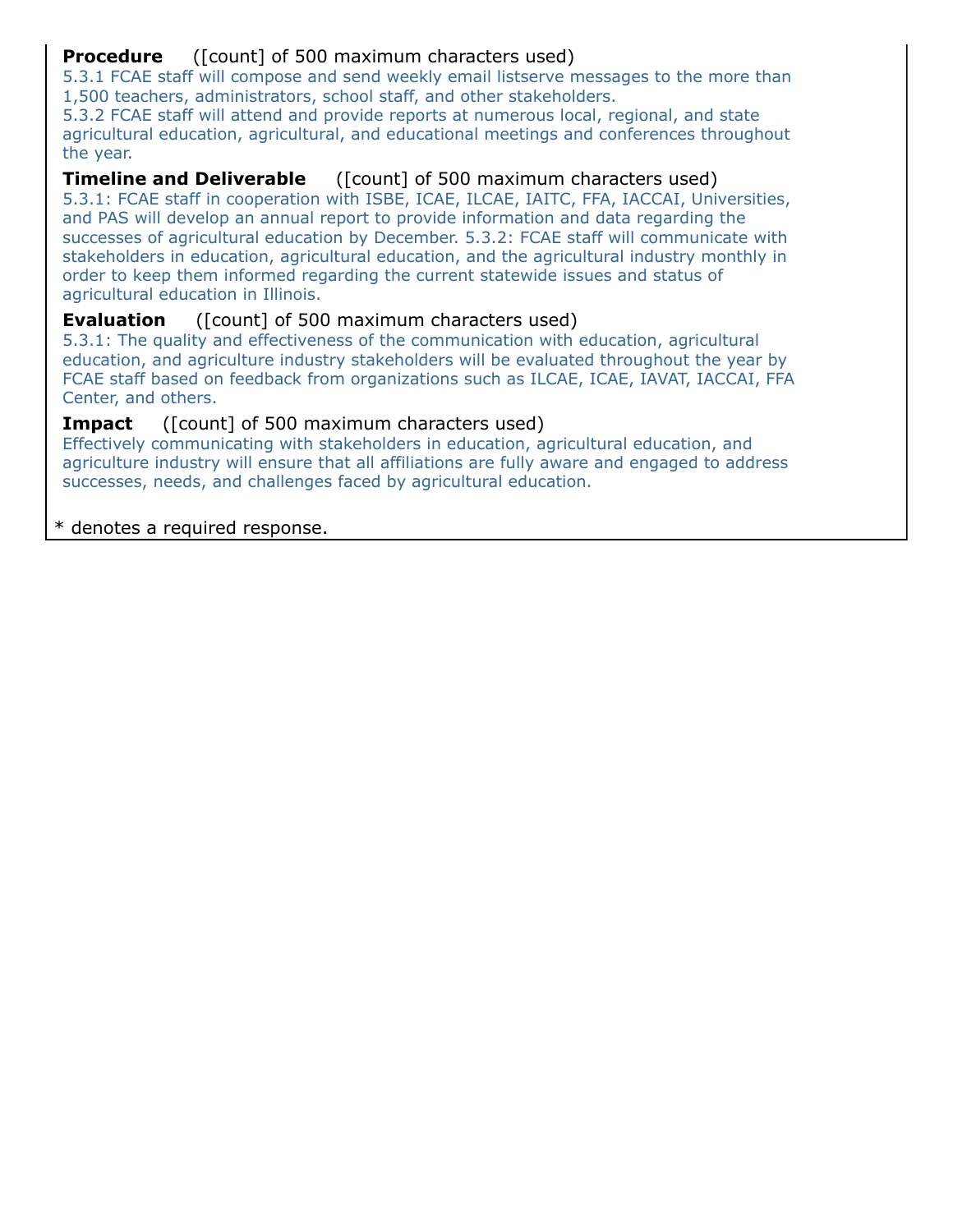**Procedure** ([count] of 500 maximum characters used)
5.3.1 FCAE staff will compose and send weekly email listserve messages to the more than 1,500 teachers, administrators, school staff, and other stakeholders.
5.3.2 FCAE staff will attend and provide reports at numerous local, regional, and state agricultural education, agricultural, and educational meetings and conferences throughout the year.

**Timeline and Deliverable** ([count] of 500 maximum characters used)
5.3.1: FCAE staff in cooperation with ISBE, ICAE, ILCAE, IAITC, FFA, IACCAI, Universities, and PAS will develop an annual report to provide information and data regarding the successes of agricultural education by December. 5.3.2: FCAE staff will communicate with stakeholders in education, agricultural education, and the agricultural industry monthly in order to keep them informed regarding the current statewide issues and status of agricultural education in Illinois.

**Evaluation** ([count] of 500 maximum characters used)
5.3.1: The quality and effectiveness of the communication with education, agricultural education, and agriculture industry stakeholders will be evaluated throughout the year by FCAE staff based on feedback from organizations such as ILCAE, ICAE, IAVAT, IACCAI, FFA Center, and others.

**Impact** ([count] of 500 maximum characters used)
Effectively communicating with stakeholders in education, agricultural education, and agriculture industry will ensure that all affiliations are fully aware and engaged to address successes, needs, and challenges faced by agricultural education.

* denotes a required response.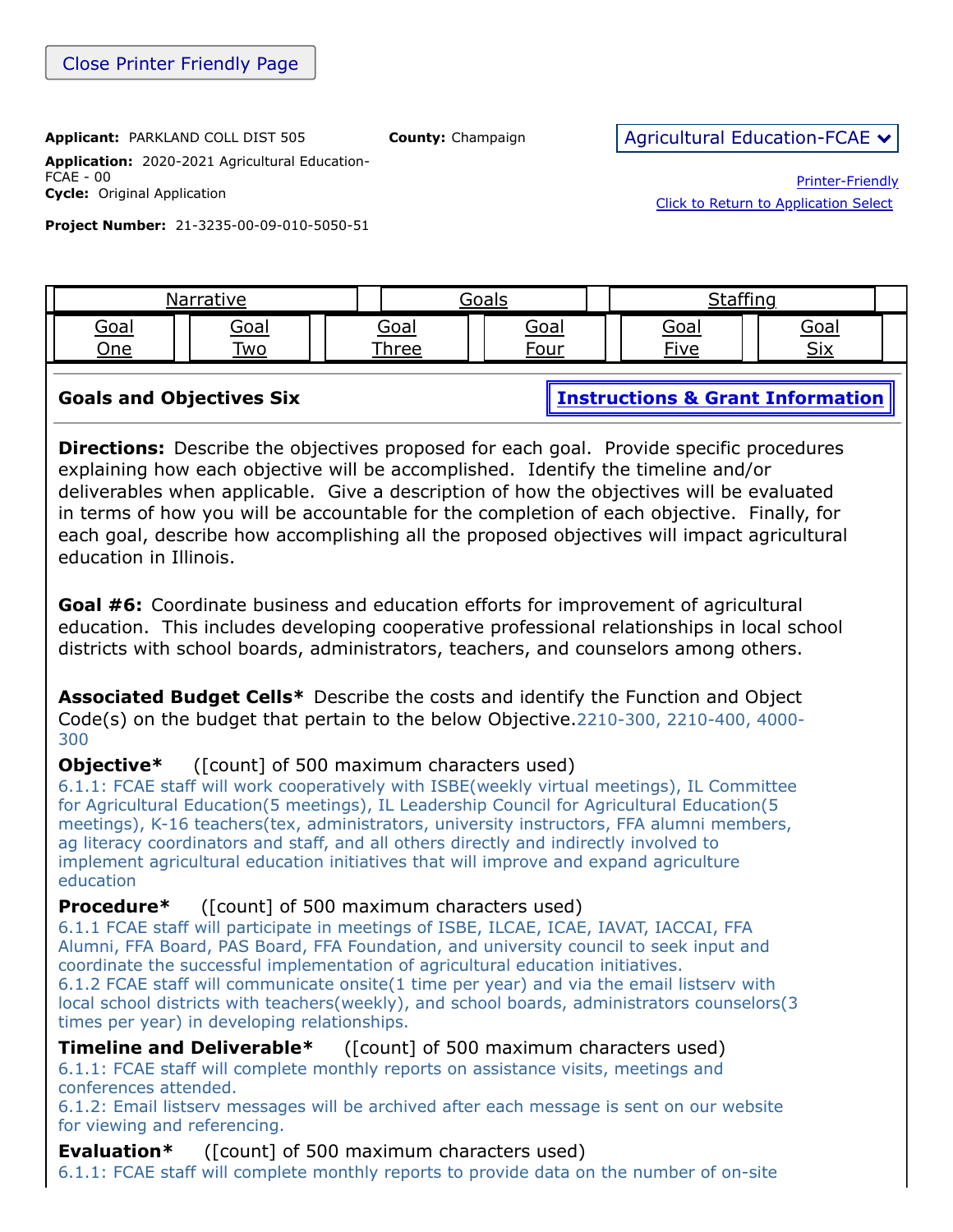Close Printer Friendly Page

**Applicant:** PARKLAND COLL DIST 505 **County:** Champaign

**Application:** 2020-2021 Agricultural Education-FCAE - 00
**Cycle:** Original Application

**Project Number:** 21-3235-00-09-010-5050-51

Agricultural Education-FCAE

Printer-Friendly
Click to Return to Application Select

| Narrative | Goals | Staffing |
|---|---|---|

| Goal One | Goal Two | Goal Three | Goal Four | Goal Five | Goal Six |
|---|---|---|---|---|---|

### Goals and Objectives Six

**Instructions & Grant Information**

**Directions:** Describe the objectives proposed for each goal. Provide specific procedures explaining how each objective will be accomplished. Identify the timeline and/or deliverables when applicable. Give a description of how the objectives will be evaluated in terms of how you will be accountable for the completion of each objective. Finally, for each goal, describe how accomplishing all the proposed objectives will impact agricultural education in Illinois.

**Goal #6:** Coordinate business and education efforts for improvement of agricultural education. This includes developing cooperative professional relationships in local school districts with school boards, administrators, teachers, and counselors among others.

**Associated Budget Cells*** Describe the costs and identify the Function and Object Code(s) on the budget that pertain to the below Objective. 2210-300, 2210-400, 4000-300

**Objective*** ([count] of 500 maximum characters used)
6.1.1: FCAE staff will work cooperatively with ISBE(weekly virtual meetings), IL Committee for Agricultural Education(5 meetings), IL Leadership Council for Agricultural Education(5 meetings), K-16 teachers(tex, administrators, university instructors, FFA alumni members, ag literacy coordinators and staff, and all others directly and indirectly involved to implement agricultural education initiatives that will improve and expand agriculture education

**Procedure*** ([count] of 500 maximum characters used)
6.1.1 FCAE staff will participate in meetings of ISBE, ILCAE, ICAE, IAVAT, IACCAI, FFA Alumni, FFA Board, PAS Board, FFA Foundation, and university council to seek input and coordinate the successful implementation of agricultural education initiatives.
6.1.2 FCAE staff will communicate onsite(1 time per year) and via the email listserv with local school districts with teachers(weekly), and school boards, administrators counselors(3 times per year) in developing relationships.

**Timeline and Deliverable*** ([count] of 500 maximum characters used)
6.1.1: FCAE staff will complete monthly reports on assistance visits, meetings and conferences attended.
6.1.2: Email listserv messages will be archived after each message is sent on our website for viewing and referencing.

**Evaluation*** ([count] of 500 maximum characters used)
6.1.1: FCAE staff will complete monthly reports to provide data on the number of on-site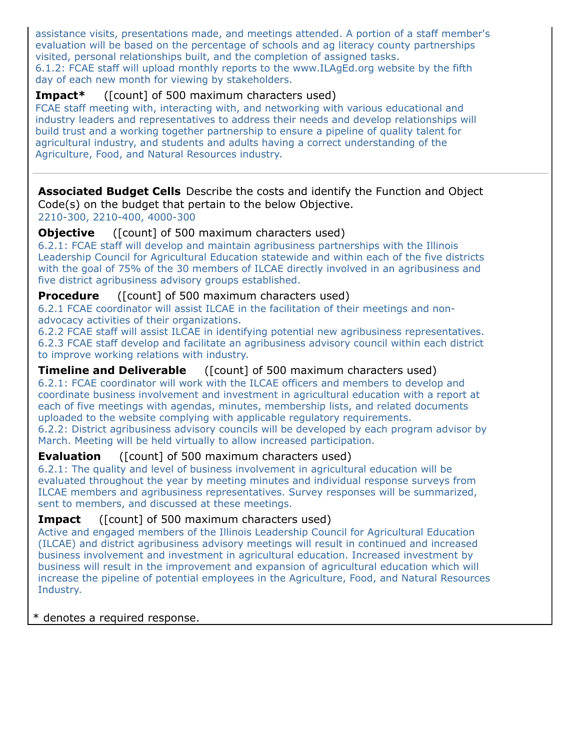assistance visits, presentations made, and meetings attended. A portion of a staff member's evaluation will be based on the percentage of schools and ag literacy county partnerships visited, personal relationships built, and the completion of assigned tasks.
6.1.2: FCAE staff will upload monthly reports to the www.ILAgEd.org website by the fifth day of each new month for viewing by stakeholders.

**Impact*** ([count] of 500 maximum characters used)
FCAE staff meeting with, interacting with, and networking with various educational and industry leaders and representatives to address their needs and develop relationships will build trust and a working together partnership to ensure a pipeline of quality talent for agricultural industry, and students and adults having a correct understanding of the Agriculture, Food, and Natural Resources industry.

---

**Associated Budget Cells** Describe the costs and identify the Function and Object Code(s) on the budget that pertain to the below Objective.
2210-300, 2210-400, 4000-300

**Objective** ([count] of 500 maximum characters used)
6.2.1: FCAE staff will develop and maintain agribusiness partnerships with the Illinois Leadership Council for Agricultural Education statewide and within each of the five districts with the goal of 75% of the 30 members of ILCAE directly involved in an agribusiness and five district agribusiness advisory groups established.

**Procedure** ([count] of 500 maximum characters used)
6.2.1 FCAE coordinator will assist ILCAE in the facilitation of their meetings and non-advocacy activities of their organizations.
6.2.2 FCAE staff will assist ILCAE in identifying potential new agribusiness representatives.
6.2.3 FCAE staff develop and facilitate an agribusiness advisory council within each district to improve working relations with industry.

**Timeline and Deliverable** ([count] of 500 maximum characters used)
6.2.1: FCAE coordinator will work with the ILCAE officers and members to develop and coordinate business involvement and investment in agricultural education with a report at each of five meetings with agendas, minutes, membership lists, and related documents uploaded to the website complying with applicable regulatory requirements.
6.2.2: District agribusiness advisory councils will be developed by each program advisor by March. Meeting will be held virtually to allow increased participation.

**Evaluation** ([count] of 500 maximum characters used)
6.2.1: The quality and level of business involvement in agricultural education will be evaluated throughout the year by meeting minutes and individual response surveys from ILCAE members and agribusiness representatives. Survey responses will be summarized, sent to members, and discussed at these meetings.

**Impact** ([count] of 500 maximum characters used)
Active and engaged members of the Illinois Leadership Council for Agricultural Education (ILCAE) and district agribusiness advisory meetings will result in continued and increased business involvement and investment in agricultural education. Increased investment by business will result in the improvement and expansion of agricultural education which will increase the pipeline of potential employees in the Agriculture, Food, and Natural Resources Industry.

* denotes a required response.